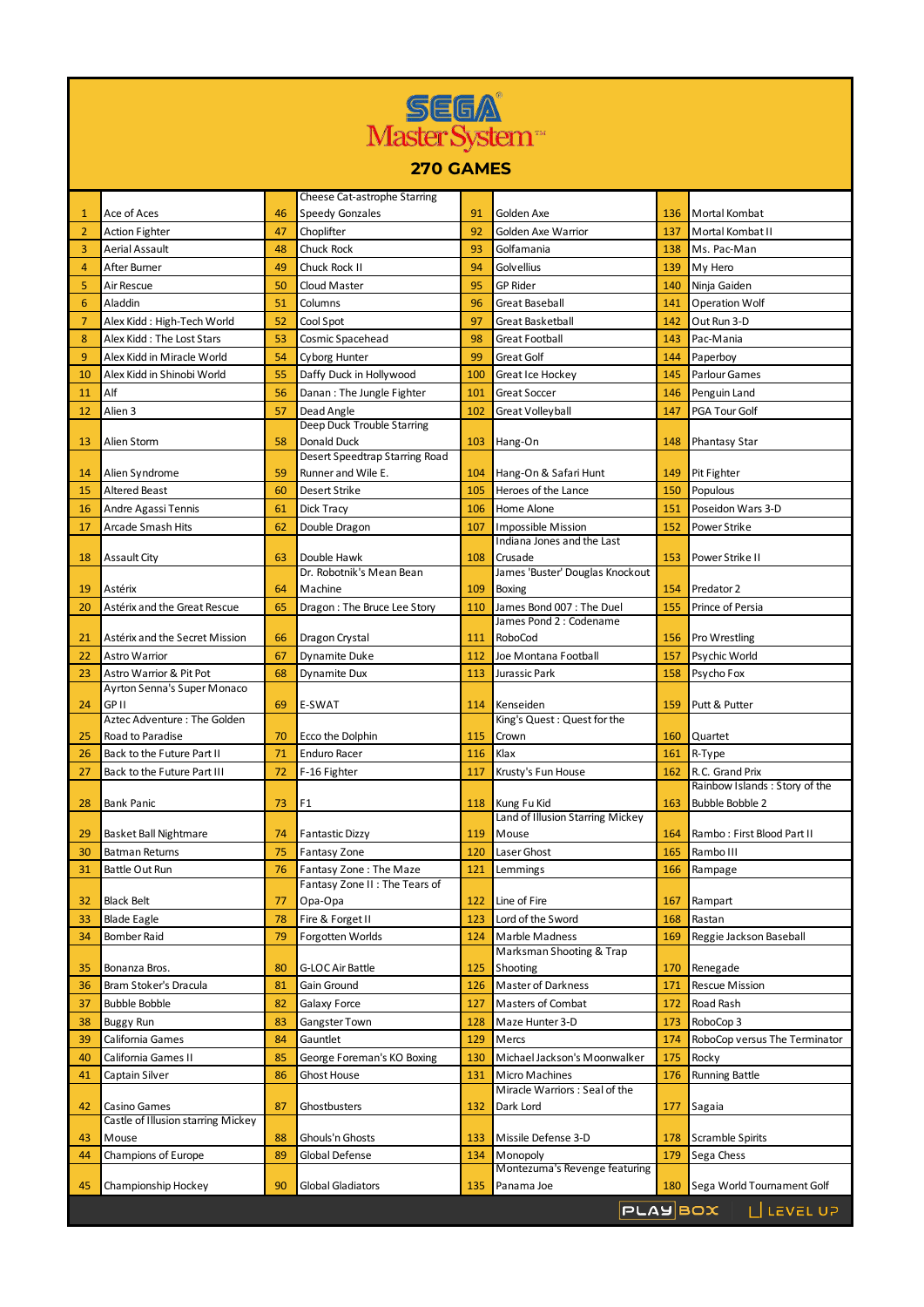# SEGA Master System

## 270 GAMES

| | | | | | | | |
|---|---|---|---|---|---|---|---|
| 1 | Ace of Aces | 46 | Cheese Cat-astrophe Starring Speedy Gonzales | 91 | Golden Axe | 136 | Mortal Kombat |
| 2 | Action Fighter | 47 | Choplifter | 92 | Golden Axe Warrior | 137 | Mortal Kombat II |
| 3 | Aerial Assault | 48 | Chuck Rock | 93 | Golfamania | 138 | Ms. Pac-Man |
| 4 | After Burner | 49 | Chuck Rock II | 94 | Golvellius | 139 | My Hero |
| 5 | Air Rescue | 50 | Cloud Master | 95 | GP Rider | 140 | Ninja Gaiden |
| 6 | Aladdin | 51 | Columns | 96 | Great Baseball | 141 | Operation Wolf |
| 7 | Alex Kidd : High-Tech World | 52 | Cool Spot | 97 | Great Basketball | 142 | Out Run 3-D |
| 8 | Alex Kidd : The Lost Stars | 53 | Cosmic Spacehead | 98 | Great Football | 143 | Pac-Mania |
| 9 | Alex Kidd in Miracle World | 54 | Cyborg Hunter | 99 | Great Golf | 144 | Paperboy |
| 10 | Alex Kidd in Shinobi World | 55 | Daffy Duck in Hollywood | 100 | Great Ice Hockey | 145 | Parlour Games |
| 11 | Alf | 56 | Danan : The Jungle Fighter | 101 | Great Soccer | 146 | Penguin Land |
| 12 | Alien 3 | 57 | Dead Angle | 102 | Great Volleyball | 147 | PGA Tour Golf |
| 13 | Alien Storm | 58 | Deep Duck Trouble Starring Donald Duck | 103 | Hang-On | 148 | Phantasy Star |
| 14 | Alien Syndrome | 59 | Desert Speedtrap Starring Road Runner and Wile E. | 104 | Hang-On & Safari Hunt | 149 | Pit Fighter |
| 15 | Altered Beast | 60 | Desert Strike | 105 | Heroes of the Lance | 150 | Populous |
| 16 | Andre Agassi Tennis | 61 | Dick Tracy | 106 | Home Alone | 151 | Poseidon Wars 3-D |
| 17 | Arcade Smash Hits | 62 | Double Dragon | 107 | Impossible Mission | 152 | Power Strike |
| 18 | Assault City | 63 | Double Hawk | 108 | Indiana Jones and the Last Crusade | 153 | Power Strike II |
| 19 | Astérix | 64 | Dr. Robotnik's Mean Bean Machine | 109 | James 'Buster' Douglas Knockout Boxing | 154 | Predator 2 |
| 20 | Astérix and the Great Rescue | 65 | Dragon : The Bruce Lee Story | 110 | James Bond 007 : The Duel | 155 | Prince of Persia |
| 21 | Astérix and the Secret Mission | 66 | Dragon Crystal | 111 | James Pond 2 : Codename RoboCod | 156 | Pro Wrestling |
| 22 | Astro Warrior | 67 | Dynamite Duke | 112 | Joe Montana Football | 157 | Psychic World |
| 23 | Astro Warrior & Pit Pot | 68 | Dynamite Dux | 113 | Jurassic Park | 158 | Psycho Fox |
| 24 | Ayrton Senna's Super Monaco GP II | 69 | E-SWAT | 114 | Kenseiden | 159 | Putt & Putter |
| 25 | Aztec Adventure : The Golden Road to Paradise | 70 | Ecco the Dolphin | 115 | King's Quest : Quest for the Crown | 160 | Quartet |
| 26 | Back to the Future Part II | 71 | Enduro Racer | 116 | Klax | 161 | R-Type |
| 27 | Back to the Future Part III | 72 | F-16 Fighter | 117 | Krusty's Fun House | 162 | R.C. Grand Prix |
| 28 | Bank Panic | 73 | F1 | 118 | Kung Fu Kid | 163 | Rainbow Islands : Story of the Bubble Bobble 2 |
| 29 | Basket Ball Nightmare | 74 | Fantastic Dizzy | 119 | Land of Illusion Starring Mickey Mouse | 164 | Rambo : First Blood Part II |
| 30 | Batman Returns | 75 | Fantasy Zone | 120 | Laser Ghost | 165 | Rambo III |
| 31 | Battle Out Run | 76 | Fantasy Zone : The Maze | 121 | Lemmings | 166 | Rampage |
| 32 | Black Belt | 77 | Fantasy Zone II : The Tears of Opa-Opa | 122 | Line of Fire | 167 | Rampart |
| 33 | Blade Eagle | 78 | Fire & Forget II | 123 | Lord of the Sword | 168 | Rastan |
| 34 | Bomber Raid | 79 | Forgotten Worlds | 124 | Marble Madness | 169 | Reggie Jackson Baseball |
| 35 | Bonanza Bros. | 80 | G-LOC Air Battle | 125 | Marksman Shooting & Trap Shooting | 170 | Renegade |
| 36 | Bram Stoker's Dracula | 81 | Gain Ground | 126 | Master of Darkness | 171 | Rescue Mission |
| 37 | Bubble Bobble | 82 | Galaxy Force | 127 | Masters of Combat | 172 | Road Rash |
| 38 | Buggy Run | 83 | Gangster Town | 128 | Maze Hunter 3-D | 173 | RoboCop 3 |
| 39 | California Games | 84 | Gauntlet | 129 | Mercs | 174 | RoboCop versus The Terminator |
| 40 | California Games II | 85 | George Foreman's KO Boxing | 130 | Michael Jackson's Moonwalker | 175 | Rocky |
| 41 | Captain Silver | 86 | Ghost House | 131 | Micro Machines | 176 | Running Battle |
| 42 | Casino Games | 87 | Ghostbusters | 132 | Miracle Warriors : Seal of the Dark Lord | 177 | Sagaia |
| 43 | Castle of Illusion starring Mickey Mouse | 88 | Ghouls'n Ghosts | 133 | Missile Defense 3-D | 178 | Scramble Spirits |
| 44 | Champions of Europe | 89 | Global Defense | 134 | Monopoly | 179 | Sega Chess |
| 45 | Championship Hockey | 90 | Global Gladiators | 135 | Montezuma's Revenge featuring Panama Joe | 180 | Sega World Tournament Golf |

PLAYBOX | LEVEL UP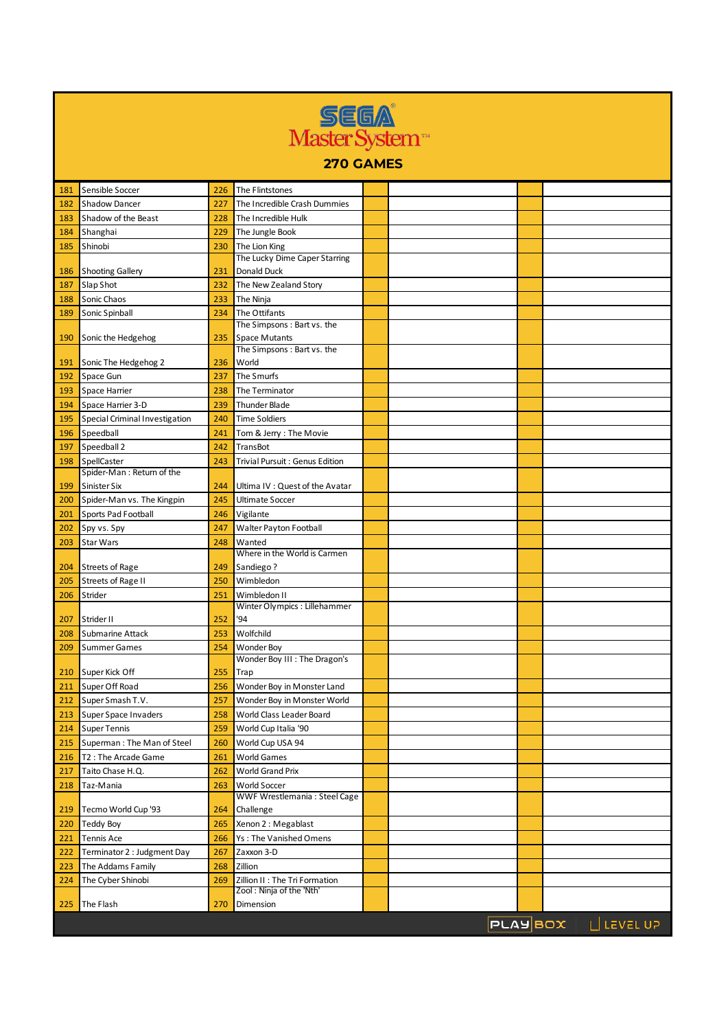# SEGA Master System

## 270 GAMES

| | | | | | | | |
|---|---|---|---|---|---|---|---|
| 181 | Sensible Soccer | 226 | The Flintstones | | | | |
| 182 | Shadow Dancer | 227 | The Incredible Crash Dummies | | | | |
| 183 | Shadow of the Beast | 228 | The Incredible Hulk | | | | |
| 184 | Shanghai | 229 | The Jungle Book | | | | |
| 185 | Shinobi | 230 | The Lion King | | | | |
| 186 | Shooting Gallery | 231 | The Lucky Dime Caper Starring Donald Duck | | | | |
| 187 | Slap Shot | 232 | The New Zealand Story | | | | |
| 188 | Sonic Chaos | 233 | The Ninja | | | | |
| 189 | Sonic Spinball | 234 | The Ottifants | | | | |
| 190 | Sonic the Hedgehog | 235 | The Simpsons : Bart vs. the Space Mutants | | | | |
| 191 | Sonic The Hedgehog 2 | 236 | The Simpsons : Bart vs. the World | | | | |
| 192 | Space Gun | 237 | The Smurfs | | | | |
| 193 | Space Harrier | 238 | The Terminator | | | | |
| 194 | Space Harrier 3-D | 239 | Thunder Blade | | | | |
| 195 | Special Criminal Investigation | 240 | Time Soldiers | | | | |
| 196 | Speedball | 241 | Tom & Jerry : The Movie | | | | |
| 197 | Speedball 2 | 242 | TransBot | | | | |
| 198 | SpellCaster | 243 | Trivial Pursuit : Genus Edition | | | | |
| 199 | Spider-Man : Return of the Sinister Six | 244 | Ultima IV : Quest of the Avatar | | | | |
| 200 | Spider-Man vs. The Kingpin | 245 | Ultimate Soccer | | | | |
| 201 | Sports Pad Football | 246 | Vigilante | | | | |
| 202 | Spy vs. Spy | 247 | Walter Payton Football | | | | |
| 203 | Star Wars | 248 | Wanted | | | | |
| 204 | Streets of Rage | 249 | Where in the World is Carmen Sandiego ? | | | | |
| 205 | Streets of Rage II | 250 | Wimbledon | | | | |
| 206 | Strider | 251 | Wimbledon II | | | | |
| 207 | Strider II | 252 | Winter Olympics : Lillehammer '94 | | | | |
| 208 | Submarine Attack | 253 | Wolfchild | | | | |
| 209 | Summer Games | 254 | Wonder Boy | | | | |
| 210 | Super Kick Off | 255 | Wonder Boy III : The Dragon's Trap | | | | |
| 211 | Super Off Road | 256 | Wonder Boy in Monster Land | | | | |
| 212 | Super Smash T.V. | 257 | Wonder Boy in Monster World | | | | |
| 213 | Super Space Invaders | 258 | World Class Leader Board | | | | |
| 214 | Super Tennis | 259 | World Cup Italia '90 | | | | |
| 215 | Superman : The Man of Steel | 260 | World Cup USA 94 | | | | |
| 216 | T2 : The Arcade Game | 261 | World Games | | | | |
| 217 | Taito Chase H.Q. | 262 | World Grand Prix | | | | |
| 218 | Taz-Mania | 263 | World Soccer | | | | |
| 219 | Tecmo World Cup '93 | 264 | WWF Wrestlemania : Steel Cage Challenge | | | | |
| 220 | Teddy Boy | 265 | Xenon 2 : Megablast | | | | |
| 221 | Tennis Ace | 266 | Ys : The Vanished Omens | | | | |
| 222 | Terminator 2 : Judgment Day | 267 | Zaxxon 3-D | | | | |
| 223 | The Addams Family | 268 | Zillion | | | | |
| 224 | The Cyber Shinobi | 269 | Zillion II : The Tri Formation | | | | |
| 225 | The Flash | 270 | Zool : Ninja of the 'Nth' Dimension | | | | |

PLAYBOX LEVEL UP